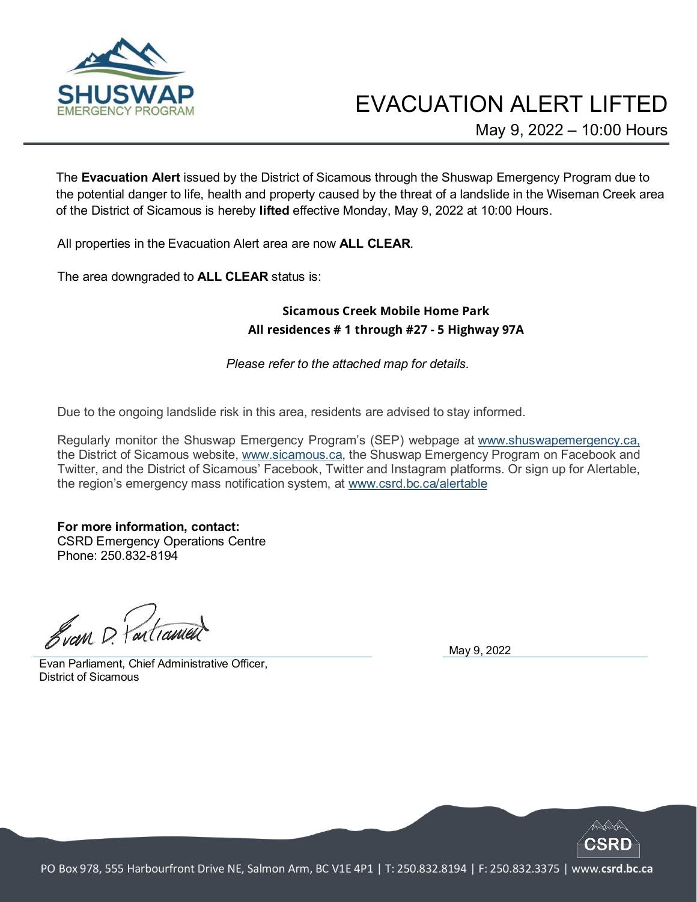SHUSWAP EMERGENCY PROGRAM

# EVACUATION ALERT LIFTED

May 9, 2022 – 10:00 Hours

The **Evacuation Alert** issued by the District of Sicamous through the Shuswap Emergency Program due to the potential danger to life, health and property caused by the threat of a landslide in the Wiseman Creek area of the District of Sicamous is hereby **lifted** effective Monday, May 9, 2022 at 10:00 Hours.

All properties in the Evacuation Alert area are now **ALL CLEAR**.

The area downgraded to **ALL CLEAR** status is:

**Sicamous Creek Mobile Home Park**
**All residences # 1 through #27 - 5 Highway 97A**

*Please refer to the attached map for details.*

Due to the ongoing landslide risk in this area, residents are advised to stay informed.

Regularly monitor the Shuswap Emergency Program's (SEP) webpage at www.shuswapemergency.ca, the District of Sicamous website, www.sicamous.ca, the Shuswap Emergency Program on Facebook and Twitter, and the District of Sicamous' Facebook, Twitter and Instagram platforms. Or sign up for Alertable, the region's emergency mass notification system, at www.csrd.bc.ca/alertable

**For more information, contact:**
CSRD Emergency Operations Centre
Phone: 250.832-8194

Evan D. Parliament

Evan Parliament, Chief Administrative Officer,
District of Sicamous

May 9, 2022

PO Box 978, 555 Harbourfront Drive NE, Salmon Arm, BC V1E 4P1 | T: 250.832.8194 | F: 250.832.3375 | www.csrd.bc.ca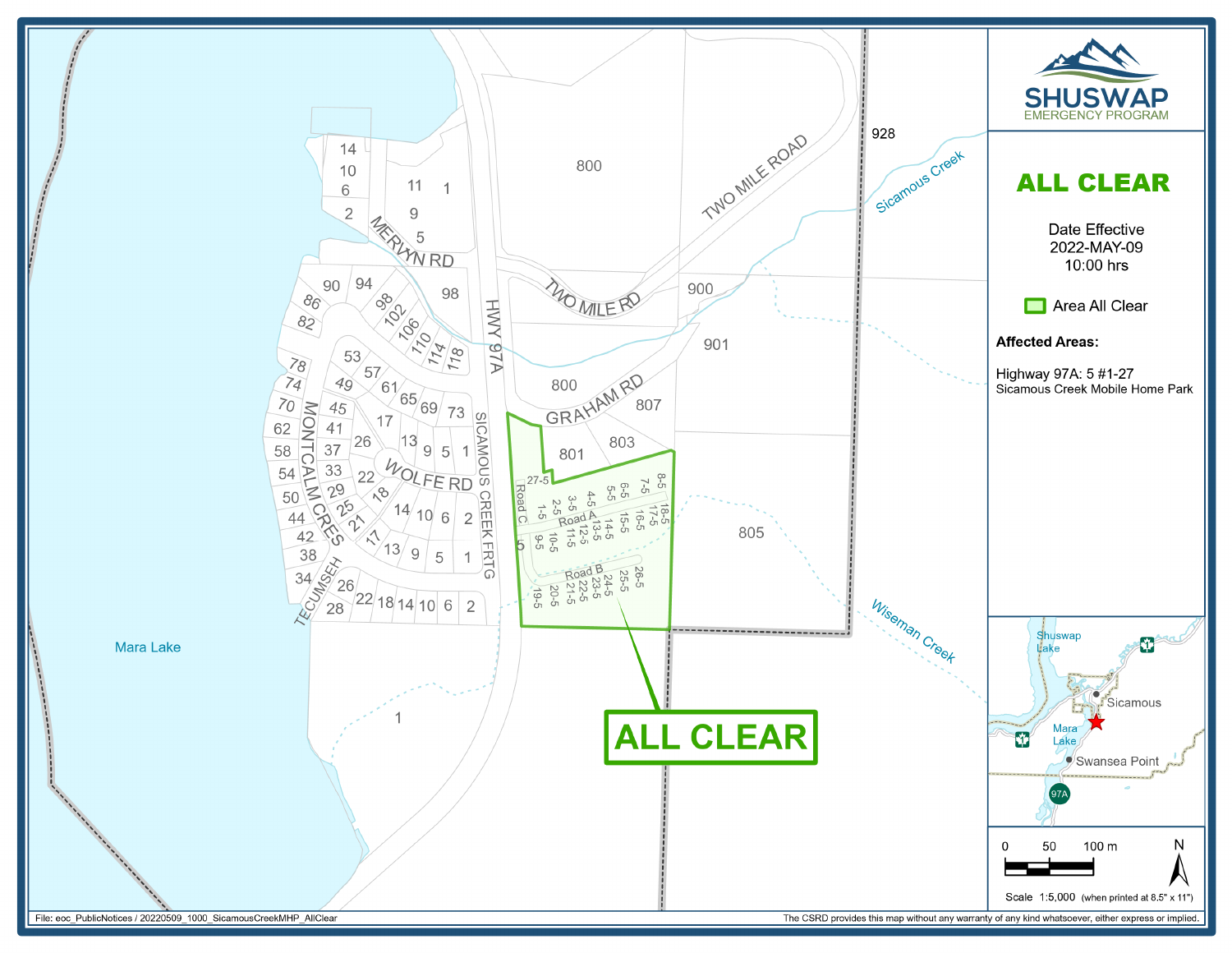SHUSWAP EMERGENCY PROGRAM

# ALL CLEAR

Date Effective
2022-MAY-09
10:00 hrs

Area All Clear

**Affected Areas:**

Highway 97A: 5 #1-27
Sicamous Creek Mobile Home Park

ALL CLEAR

0 50 100 m

Scale 1:5,000 (when printed at 8.5" x 11")

File: eoc_PublicNotices / 20220509_1000_SicamousCreekMHP_AllClear

The CSRD provides this map without any warranty of any kind whatsoever, either express or implied.